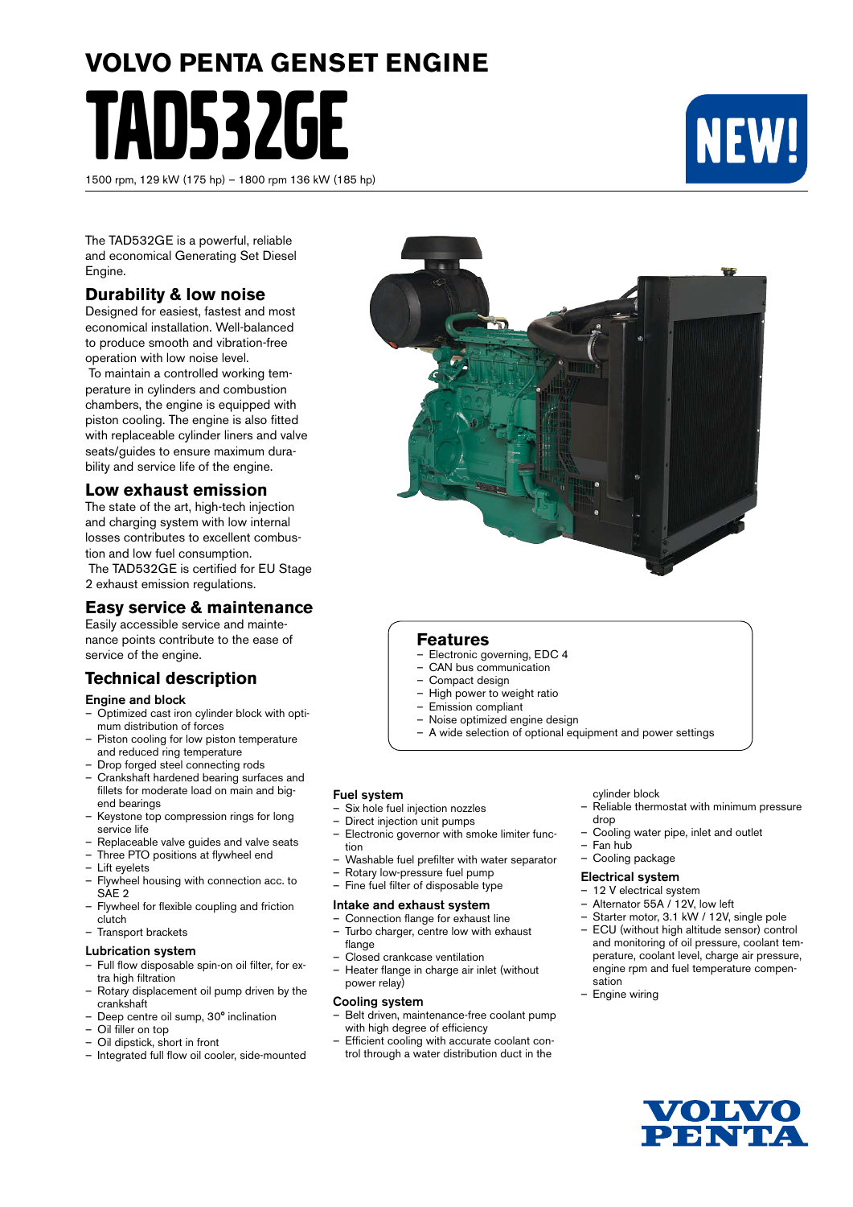# VOLVO PENTA GENSET ENGINE

# TAD532GE

NEW!

1500 rpm, 129 kW (175 hp) – 1800 rpm 136 kW (185 hp)

The TAD532GE is a powerful, reliable and economical Generating Set Diesel Engine.

## Durability & low noise

Designed for easiest, fastest and most economical installation. Well-balanced to produce smooth and vibration-free operation with low noise level.

To maintain a controlled working temperature in cylinders and combustion chambers, the engine is equipped with piston cooling. The engine is also fitted with replaceable cylinder liners and valve seats/guides to ensure maximum durability and service life of the engine.

## Low exhaust emission

The state of the art, high-tech injection and charging system with low internal losses contributes to excellent combustion and low fuel consumption.

The TAD532GE is certified for EU Stage 2 exhaust emission regulations.

## Easy service & maintenance

Easily accessible service and maintenance points contribute to the ease of service of the engine.

## Features

- Electronic governing, EDC 4
- CAN bus communication
- Compact design
- High power to weight ratio
- Emission compliant
- Noise optimized engine design
- A wide selection of optional equipment and power settings

## Technical description

### Engine and block

- Optimized cast iron cylinder block with optimum distribution of forces
- Piston cooling for low piston temperature and reduced ring temperature
- Drop forged steel connecting rods
- Crankshaft hardened bearing surfaces and fillets for moderate load on main and big-end bearings
- Keystone top compression rings for long service life
- Replaceable valve guides and valve seats
- Three PTO positions at flywheel end
- Lift eyelets
- Flywheel housing with connection acc. to SAE 2
- Flywheel for flexible coupling and friction clutch
- Transport brackets

### Lubrication system

- Full flow disposable spin-on oil filter, for extra high filtration
- Rotary displacement oil pump driven by the crankshaft
- Deep centre oil sump, 30° inclination
- Oil filler on top
- Oil dipstick, short in front
- Integrated full flow oil cooler, side-mounted

### Fuel system

- Six hole fuel injection nozzles
- Direct injection unit pumps
- Electronic governor with smoke limiter function
- Washable fuel prefilter with water separator
- Rotary low-pressure fuel pump
- Fine fuel filter of disposable type

### Intake and exhaust system

- Connection flange for exhaust line
- Turbo charger, centre low with exhaust flange
- Closed crankcase ventilation
- Heater flange in charge air inlet (without power relay)

### Cooling system

- Belt driven, maintenance-free coolant pump with high degree of efficiency
- Efficient cooling with accurate coolant control through a water distribution duct in the cylinder block
- Reliable thermostat with minimum pressure drop
- Cooling water pipe, inlet and outlet
- Fan hub
- Cooling package

### Electrical system

- 12 V electrical system
- Alternator 55A / 12V, low left
- Starter motor, 3.1 kW / 12V, single pole
- ECU (without high altitude sensor) control and monitoring of oil pressure, coolant temperature, coolant level, charge air pressure, engine rpm and fuel temperature compensation
- Engine wiring

VOLVO PENTA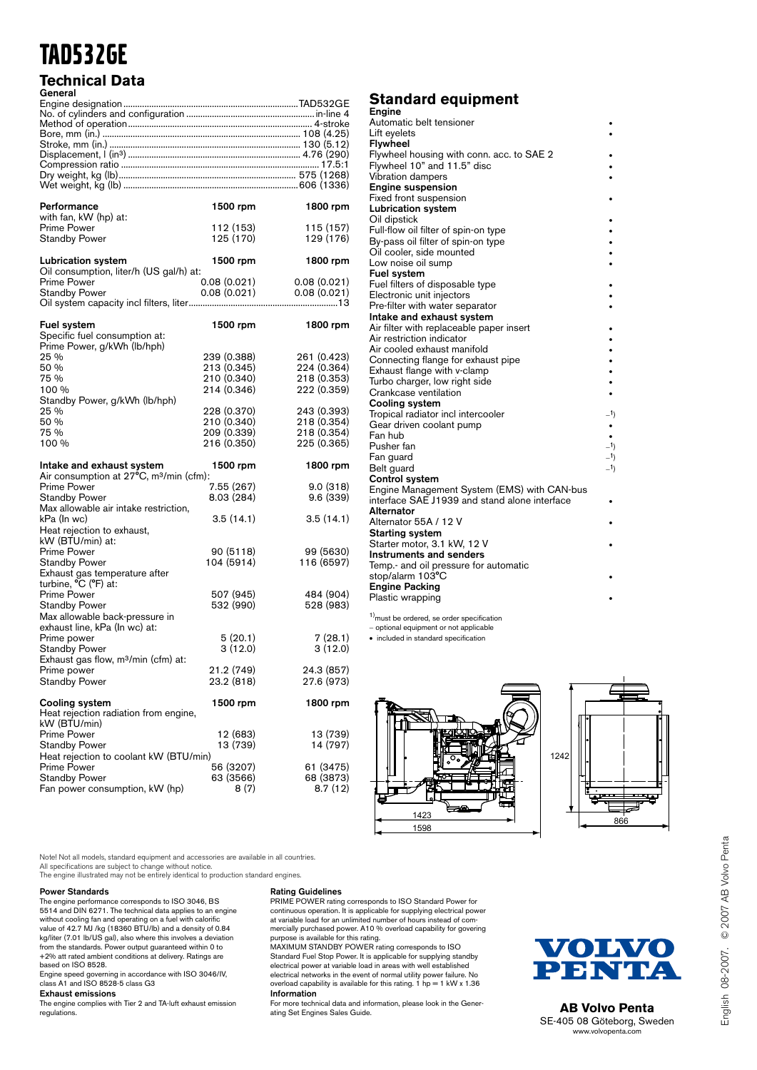# TAD532GE

## Technical Data

### General

| | |
|---|---|
| Engine designation | TAD532GE |
| No. of cylinders and configuration | in-line 4 |
| Method of operation | 4-stroke |
| Bore, mm (in.) | 108 (4.25) |
| Stroke, mm (in.) | 130 (5.12) |
| Displacement, l (in³) | 4.76 (290) |
| Compression ratio | 17.5:1 |
| Dry weight, kg (lb) | 575 (1268) |
| Wet weight, kg (lb) | 606 (1336) |

| **Performance** | **1500 rpm** | **1800 rpm** |
|---|---|---|
| with fan, kW (hp) at: | | |
| Prime Power | 112 (153) | 115 (157) |
| Standby Power | 125 (170) | 129 (176) |

| **Lubrication system** | **1500 rpm** | **1800 rpm** |
|---|---|---|
| Oil consumption, liter/h (US gal/h) at: | | |
| Prime Power | 0.08 (0.021) | 0.08 (0.021) |
| Standby Power | 0.08 (0.021) | 0.08 (0.021) |
| Oil system capacity incl filters, liter | | 13 |

| **Fuel system** | **1500 rpm** | **1800 rpm** |
|---|---|---|
| Specific fuel consumption at: | | |
| Prime Power, g/kWh (lb/hph) | | |
| 25 % | 239 (0.388) | 261 (0.423) |
| 50 % | 213 (0.345) | 224 (0.364) |
| 75 % | 210 (0.340) | 218 (0.353) |
| 100 % | 214 (0.346) | 222 (0.359) |
| Standby Power, g/kWh (lb/hph) | | |
| 25 % | 228 (0.370) | 243 (0.393) |
| 50 % | 210 (0.340) | 218 (0.354) |
| 75 % | 209 (0.339) | 218 (0.354) |
| 100 % | 216 (0.350) | 225 (0.365) |

| **Intake and exhaust system** | **1500 rpm** | **1800 rpm** |
|---|---|---|
| Air consumption at 27°C, m³/min (cfm): | | |
| Prime Power | 7.55 (267) | 9.0 (318) |
| Standby Power | 8.03 (284) | 9.6 (339) |
| Max allowable air intake restriction, kPa (In wc) | 3.5 (14.1) | 3.5 (14.1) |
| Heat rejection to exhaust, kW (BTU/min) at: | | |
| Prime Power | 90 (5118) | 99 (5630) |
| Standby Power | 104 (5914) | 116 (6597) |
| Exhaust gas temperature after turbine, °C (°F) at: | | |
| Prime Power | 507 (945) | 484 (904) |
| Standby Power | 532 (990) | 528 (983) |
| Max allowable back-pressure in exhaust line, kPa (In wc) at: | | |
| Prime power | 5 (20.1) | 7 (28.1) |
| Standby Power | 3 (12.0) | 3 (12.0) |
| Exhaust gas flow, m³/min (cfm) at: | | |
| Prime power | 21.2 (749) | 24.3 (857) |
| Standby Power | 23.2 (818) | 27.6 (973) |

| **Cooling system** | **1500 rpm** | **1800 rpm** |
|---|---|---|
| Heat rejection radiation from engine, kW (BTU/min) | | |
| Prime Power | 12 (683) | 13 (739) |
| Standby Power | 13 (739) | 14 (797) |
| Heat rejection to coolant kW (BTU/min) | | |
| Prime Power | 56 (3207) | 61 (3475) |
| Standby Power | 63 (3566) | 68 (3873) |
| Fan power consumption, kW (hp) | 8 (7) | 8.7 (12) |

## Standard equipment

| | |
|---|---|
| **Engine** | |
| Automatic belt tensioner | • |
| Lift eyelets | • |
| **Flywheel** | |
| Flywheel housing with conn. acc. to SAE 2 | • |
| Flywheel 10" and 11.5" disc | • |
| Vibration dampers | • |
| **Engine suspension** | |
| Fixed front suspension | • |
| **Lubrication system** | |
| Oil dipstick | • |
| Full-flow oil filter of spin-on type | • |
| By-pass oil filter of spin-on type | • |
| Oil cooler, side mounted | • |
| Low noise oil sump | • |
| **Fuel system** | |
| Fuel filters of disposable type | • |
| Electronic unit injectors | • |
| Pre-filter with water separator | • |
| **Intake and exhaust system** | |
| Air filter with replaceable paper insert | • |
| Air restriction indicator | • |
| Air cooled exhaust manifold | • |
| Connecting flange for exhaust pipe | • |
| Exhaust flange with v-clamp | • |
| Turbo charger, low right side | • |
| Crankcase ventilation | • |
| **Cooling system** | |
| Tropical radiator incl intercooler | –[1] |
| Gear driven coolant pump | • |
| Fan hub | • |
| Pusher fan | –[1] |
| Fan guard | –[1] |
| Belt guard | –[1] |
| **Control system** | |
| Engine Management System (EMS) with CAN-bus interface SAE J1939 and stand alone interface | • |
| **Alternator** | |
| Alternator 55A / 12 V | • |
| **Starting system** | |
| Starter motor, 3.1 kW, 12 V | • |
| **Instruments and senders** | |
| Temp.- and oil pressure for automatic stop/alarm 103°C | • |
| **Engine Packing** | |
| Plastic wrapping | • |

[1] must be ordered, se order specification
– optional equipment or not applicable
• included in standard specification

1242
1423
1598
866

Note! Not all models, standard equipment and accessories are available in all countries.
All specifications are subject to change without notice.
The engine illustrated may not be entirely identical to production standard engines.

**Power Standards**
The engine performance corresponds to ISO 3046, BS 5514 and DIN 6271. The technical data applies to an engine without cooling fan and operating on a fuel with calorific value of 42.7 MJ /kg (18360 BTU/lb) and a density of 0.84 kg/liter (7.01 lb/US gal), also where this involves a deviation from the standards. Power output guaranteed within 0 to +2% att rated ambient conditions at delivery. Ratings are based on ISO 8528.
Engine speed governing in accordance with ISO 3046/IV, class A1 and ISO 8528-5 class G3

**Exhaust emissions**
The engine complies with Tier 2 and TA-luft exhaust emission regulations.

**Rating Guidelines**
PRIME POWER rating corresponds to ISO Standard Power for continuous operation. It is applicable for supplying electrical power at variable load for an unlimited number of hours instead of commercially purchased power. A10 % overload capability for govering purpose is available for this rating.
MAXIMUM STANDBY POWER rating corresponds to ISO Standard Fuel Stop Power. It is applicable for supplying standby electrical power at variable load in areas with well established electrical networks in the event of normal utility power failure. No overload capability is available for this rating. 1 hp = 1 kW x 1.36

**Information**
For more technical data and information, please look in the Generating Set Engines Sales Guide.

VOLVO PENTA

**AB Volvo Penta**
SE-405 08 Göteborg, Sweden
www.volvopenta.com

English 08-2007. © 2007 AB Volvo Penta